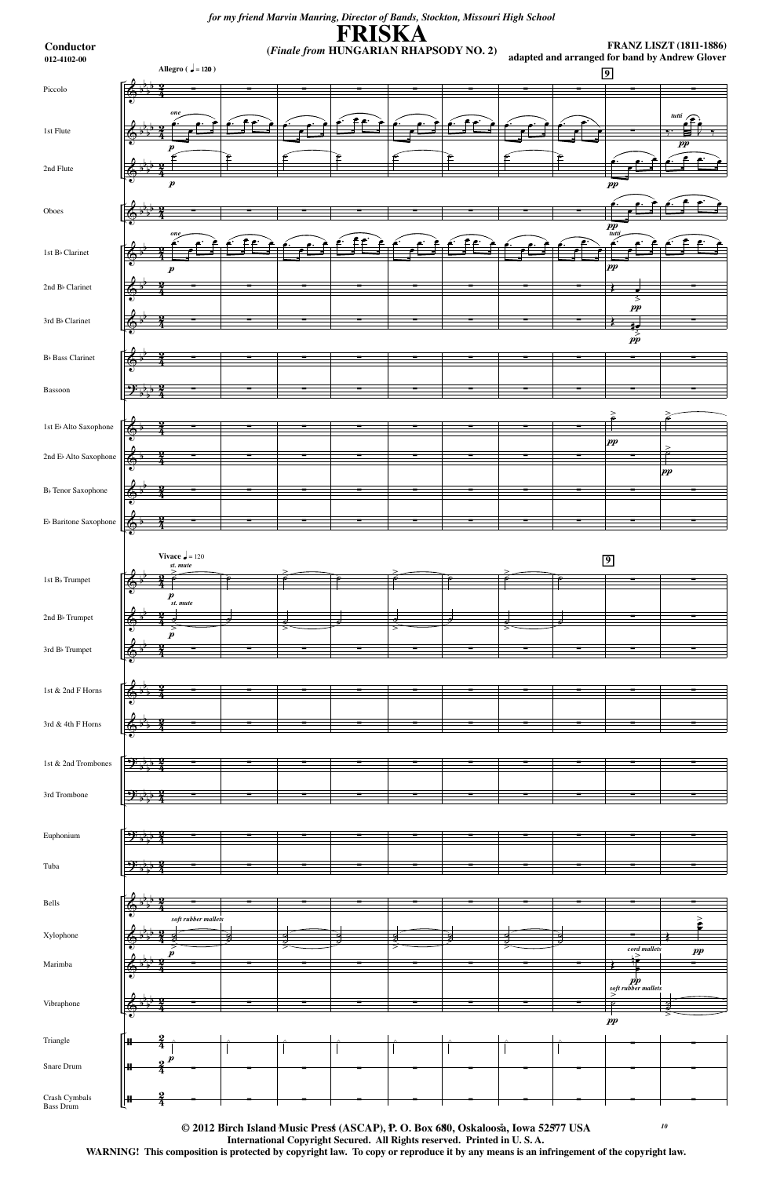*for my friend Marvin Manring, Director of Bands, Stockton, Missouri High School*

**Conductor**
012-4102-00

# FRISKA

**(*Finale from* HUNGARIAN RHAPSODY NO. 2)**

**FRANZ LISZT (1811-1886)**
**adapted and arranged for band by Andrew Glover**

**© 2012 Birch Island Music Press (ASCAP), P. O. Box 680, Oskaloosa, Iowa 52577 USA**
**International Copyright Secured. All Rights reserved. Printed in U. S. A.**
**WARNING! This composition is protected by copyright law. To copy or reproduce it by any means is an infringement of the copyright law.**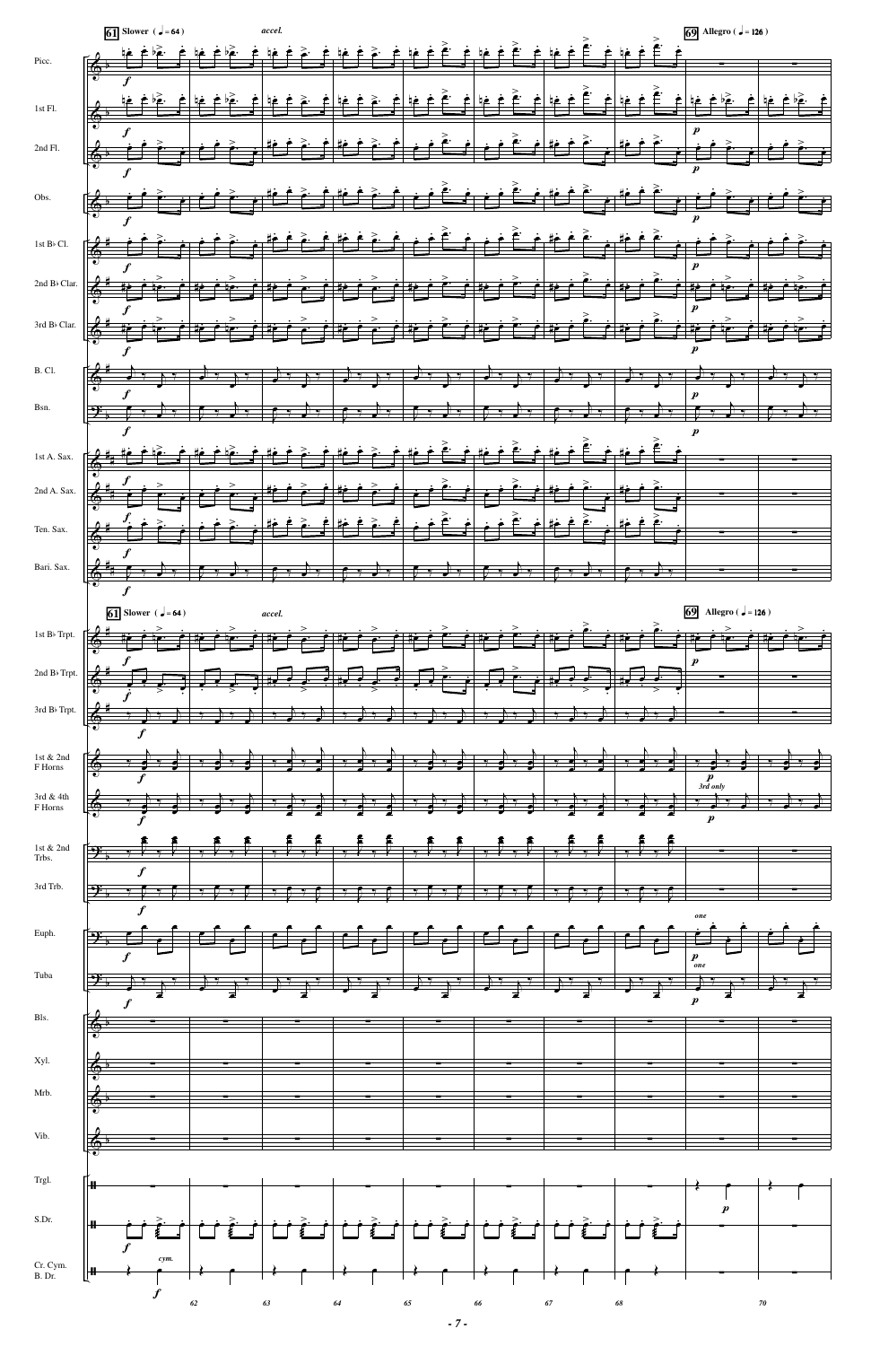**61** Slower ( ♩= 64 ) *accel.* **69** Allegro ( ♩= 126 )

Picc.

1st Fl.

2nd Fl.

Obs.

1st B♭ Cl.

2nd B♭ Clar.

3rd B♭ Clar.

B. Cl.

Bsn.

1st A. Sax.

2nd A. Sax.

Ten. Sax.

Bari. Sax.

**61** Slower ( ♩= 64 ) *accel.* **69** Allegro ( ♩= 126 )

1st B♭ Trpt.

2nd B♭ Trpt.

3rd B♭ Trpt.

1st & 2nd F Horns

3rd & 4th F Horns

*3rd only*

1st & 2nd Trbs.

3rd Trb.

Euph.

*one*

Tuba

*one*

Bls.

Xyl.

Mrb.

Vib.

Trgl.

S.Dr.

Cr. Cym. B. Dr.

*cym.*

62 63 64 65 66 67 68 70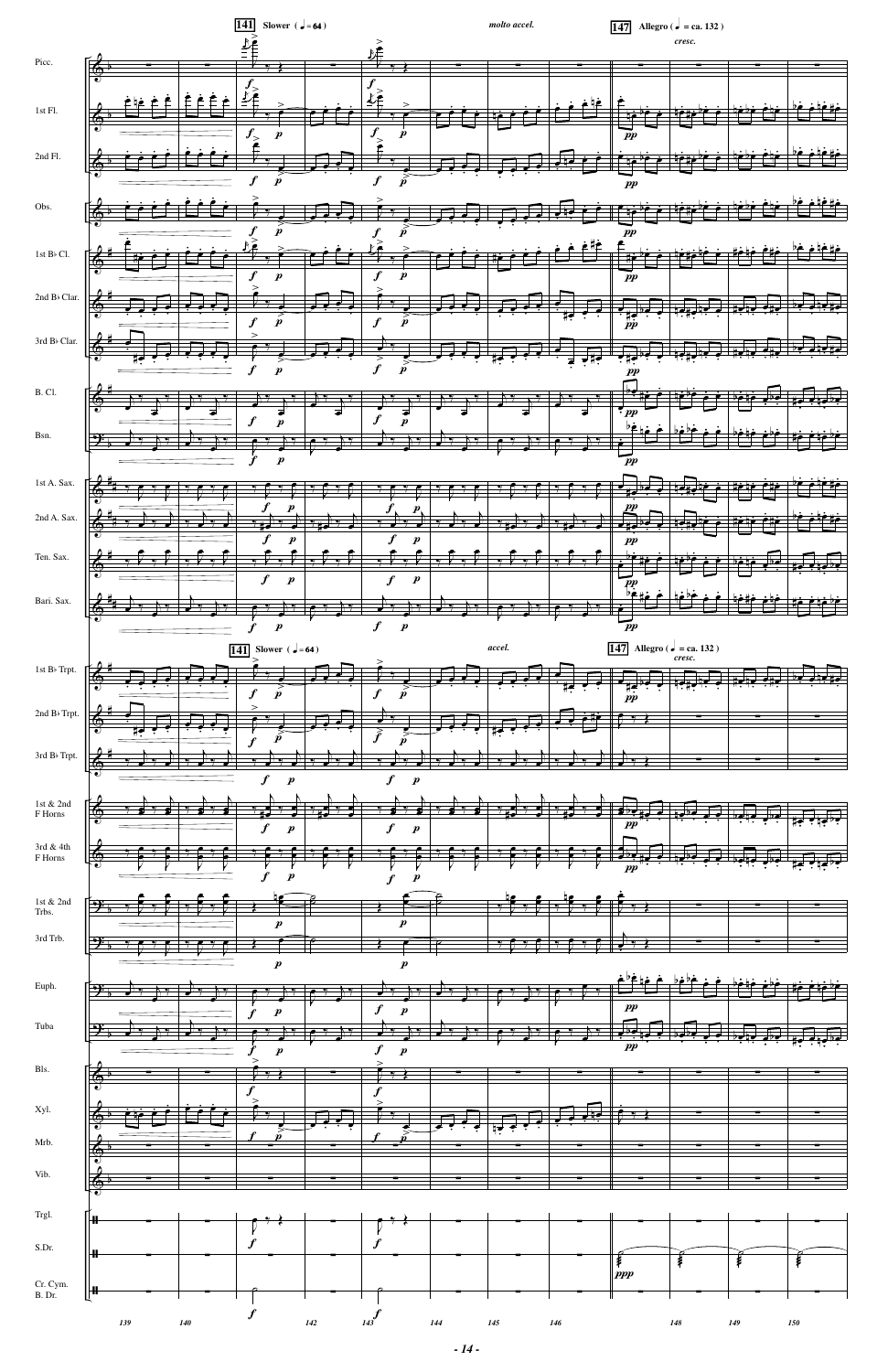141 Slower ( ♩ = 64 )

*molto accel.*

147 Allegro ( ♩ = ca. 132 )

*cresc.*

Picc.

1st Fl.

2nd Fl.

Obs.

1st B♭ Cl.

2nd B♭ Clar.

3rd B♭ Clar.

B. Cl.

Bsn.

1st A. Sax.

2nd A. Sax.

Ten. Sax.

Bari. Sax.

141 Slower ( ♩ = 64 )

*accel.*

147 Allegro ( ♩ = ca. 132 )

*cresc.*

1st B♭ Trpt.

2nd B♭ Trpt.

3rd B♭ Trpt.

1st & 2nd F Horns

3rd & 4th F Horns

1st & 2nd Trbs.

3rd Trb.

Euph.

Tuba

Bls.

Xyl.

Mrb.

Vib.

Trgl.

S.Dr.

Cr. Cym. B. Dr.

139 140 142 143 144 145 146 148 149 150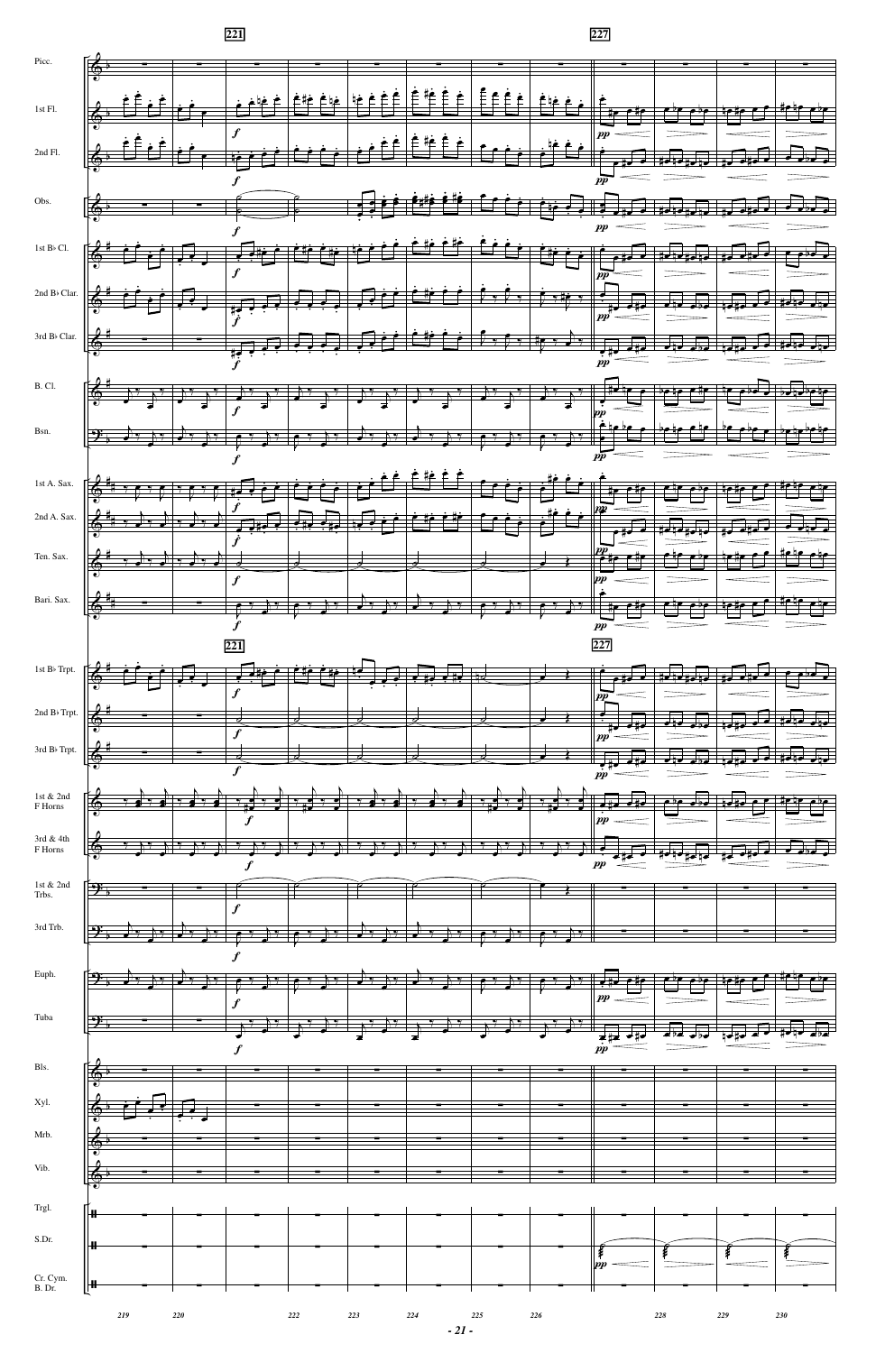221

227

Picc.

1st Fl.

2nd Fl.

Obs.

1st B♭ Cl.

2nd B♭ Clar.

3rd B♭ Clar.

B. Cl.

Bsn.

1st A. Sax.

2nd A. Sax.

Ten. Sax.

Bari. Sax.

1st B♭ Trpt.

2nd B♭ Trpt.

3rd B♭ Trpt.

1st & 2nd F Horns

3rd & 4th F Horns

1st & 2nd Trbs.

3rd Trb.

Euph.

Tuba

Bls.

Xyl.

Mrb.

Vib.

Trgl.

S.Dr.

Cr. Cym. B. Dr.

219 220 222 223 224 225 226 228 229 230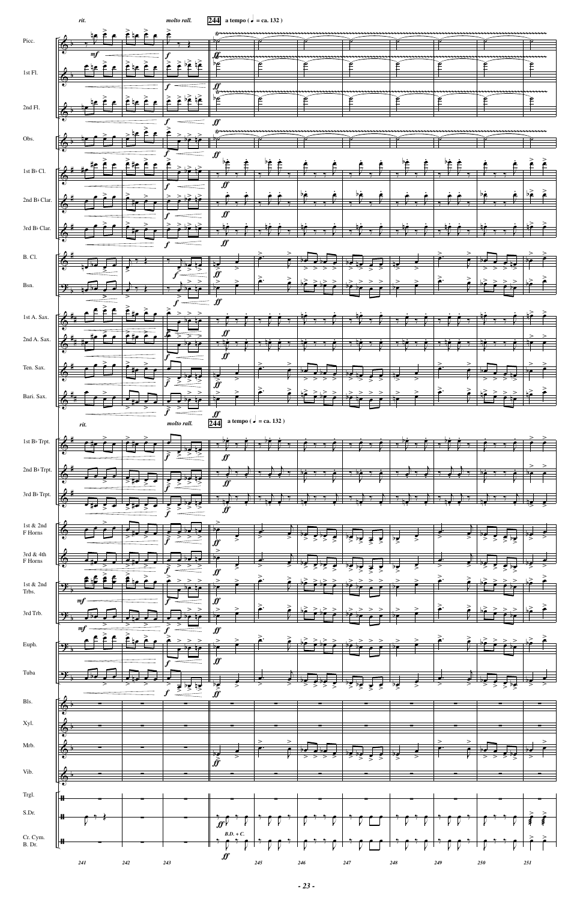rit. molto rall. **244** a tempo ( ♩ = ca. 132 )

Picc.
1st Fl.
2nd Fl.
Obs.
1st B♭ Cl.
2nd B♭ Clar.
3rd B♭ Clar.
B. Cl.
Bsn.
1st A. Sax.
2nd A. Sax.
Ten. Sax.
Bari. Sax.

rit. molto rall. **244** a tempo ( ♩ = ca. 132 )

1st B♭ Trpt.
2nd B♭ Trpt.
3rd B♭ Trpt.
1st & 2nd F Horns
3rd & 4th F Horns
1st & 2nd Trbs.
3rd Trb.
Euph.
Tuba
Bls.
Xyl.
Mrb.
Vib.
Trgl.
S.Dr.
Cr. Cym. B. Dr.

B.D. + C.

241 242 243 244 245 246 247 248 249 250 251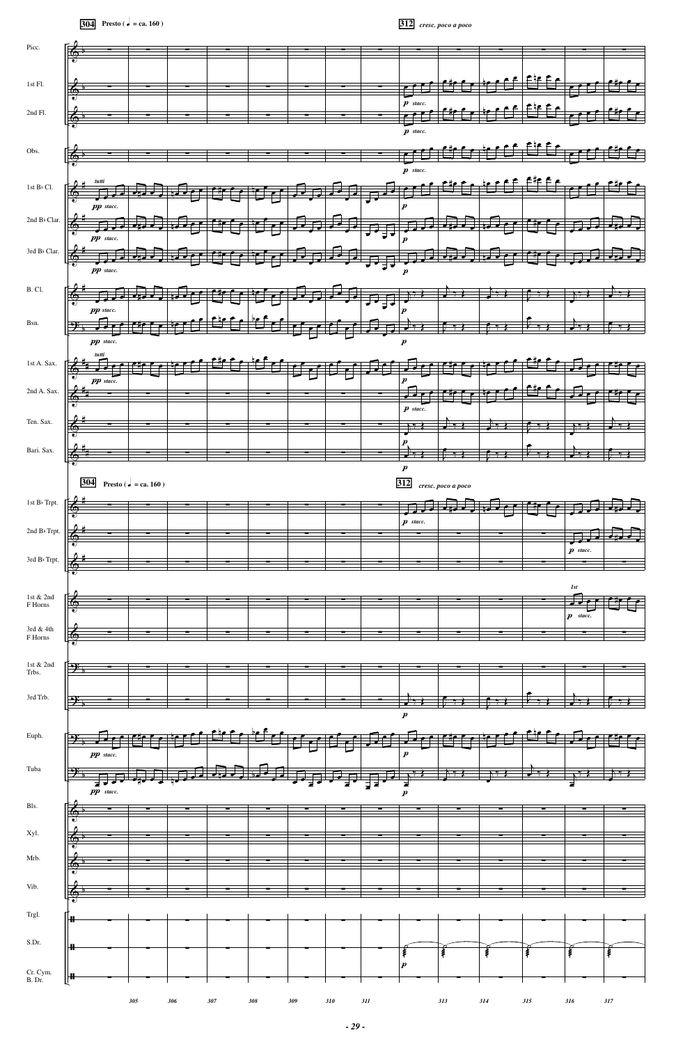**304** Presto ( ♩ = ca. 160 )

**312** *cresc. poco a poco*

Picc.

1st Fl.

2nd Fl.

Obs.

1st B♭ Cl.

2nd B♭ Clar.

3rd B♭ Clar.

B. Cl.

Bsn.

1st A. Sax.

2nd A. Sax.

Ten. Sax.

Bari. Sax.

**304** Presto ( ♩ = ca. 160 )

**312** *cresc. poco a poco*

1st B♭ Trpt.

2nd B♭ Trpt.

3rd B♭ Trpt.

1st & 2nd F Horns

3rd & 4th F Horns

1st & 2nd Trbs.

3rd Trb.

Euph.

Tuba

Bls.

Xyl.

Mrb.

Vib.

Trgl.

S.Dr.

Cr. Cym. B. Dr.

305 306 307 308 309 310 311 313 314 315 316 317